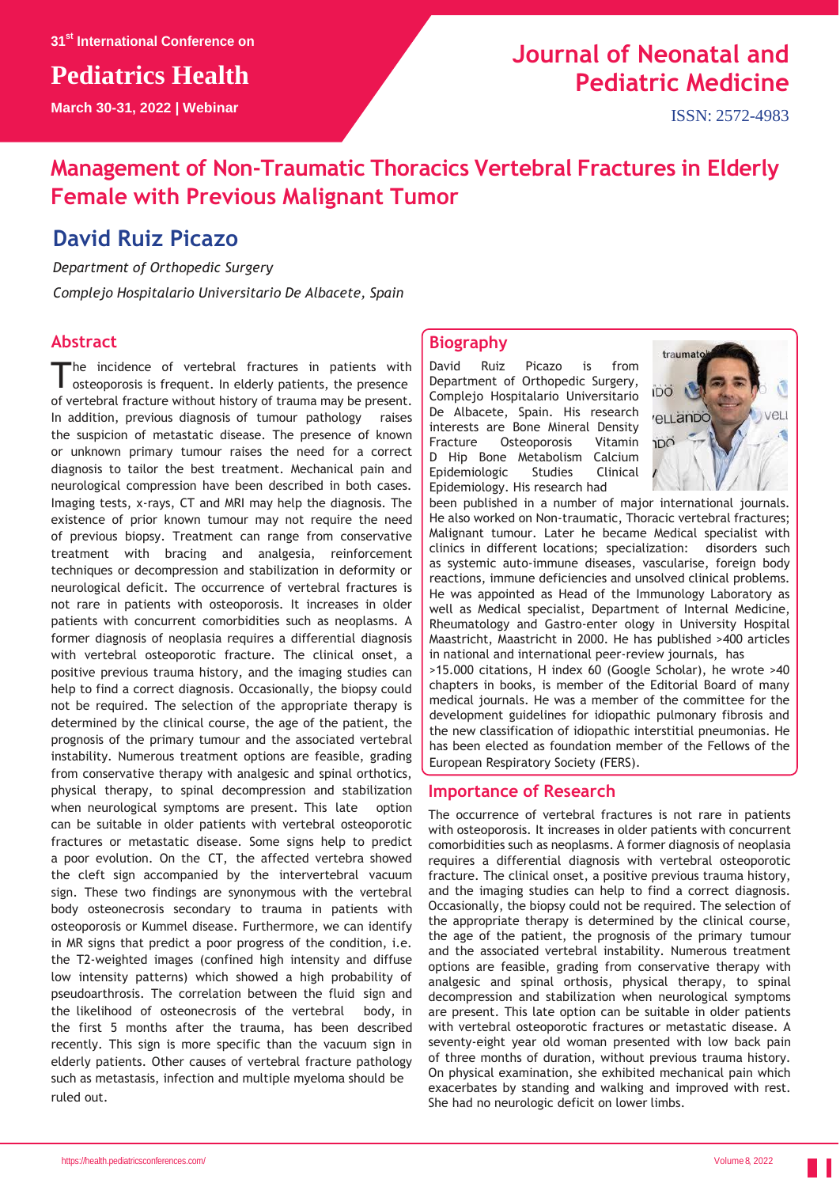31st International Conference on

# Pediatrics Health

March 30-31, 2022 | Webinar

Journal of Neonatal and Pediatric Medicine

ISSN: 2572-4983

# Management of Non-Traumatic Thoracics Vertebral Fractures in Elderly Female with Previous Malignant Tumor

## David Ruiz Picazo

*Department of Orthopedic Surgery*

*Complejo Hospitalario Universitario De Albacete, Spain*

## Abstract

The incidence of vertebral fractures in patients with osteoporosis is frequent. In elderly patients, the presence of vertebral fracture without history of trauma may be present. In addition, previous diagnosis of tumour pathology raises the suspicion of metastatic disease. The presence of known or unknown primary tumour raises the need for a correct diagnosis to tailor the best treatment. Mechanical pain and neurological compression have been described in both cases. Imaging tests, x-rays, CT and MRI may help the diagnosis. The existence of prior known tumour may not require the need of previous biopsy. Treatment can range from conservative treatment with bracing and analgesia, reinforcement techniques or decompression and stabilization in deformity or neurological deficit. The occurrence of vertebral fractures is not rare in patients with osteoporosis. It increases in older patients with concurrent comorbidities such as neoplasms. A former diagnosis of neoplasia requires a differential diagnosis with vertebral osteoporotic fracture. The clinical onset, a positive previous trauma history, and the imaging studies can help to find a correct diagnosis. Occasionally, the biopsy could not be required. The selection of the appropriate therapy is determined by the clinical course, the age of the patient, the prognosis of the primary tumour and the associated vertebral instability. Numerous treatment options are feasible, grading from conservative therapy with analgesic and spinal orthotics, physical therapy, to spinal decompression and stabilization when neurological symptoms are present. This late option can be suitable in older patients with vertebral osteoporotic fractures or metastatic disease. Some signs help to predict a poor evolution. On the CT, the affected vertebra showed the cleft sign accompanied by the intervertebral vacuum sign. These two findings are synonymous with the vertebral body osteonecrosis secondary to trauma in patients with osteoporosis or Kummel disease. Furthermore, we can identify in MR signs that predict a poor progress of the condition, i.e. the T2-weighted images (confined high intensity and diffuse low intensity patterns) which showed a high probability of pseudoarthrosis. The correlation between the fluid sign and the likelihood of osteonecrosis of the vertebral body, in the first 5 months after the trauma, has been described recently. This sign is more specific than the vacuum sign in elderly patients. Other causes of vertebral fracture pathology such as metastasis, infection and multiple myeloma should be ruled out.

## Biography

David Ruiz Picazo is from Department of Orthopedic Surgery, Complejo Hospitalario Universitario De Albacete, Spain. His research interests are Bone Mineral Density Fracture Osteoporosis Vitamin D Hip Bone Metabolism Calcium Epidemiologic Studies Clinical Epidemiology. His research had been published in a number of major international journals. He also worked on Non-traumatic, Thoracic vertebral fractures; Malignant tumour. Later he became Medical specialist with clinics in different locations; specialization: disorders such as systemic auto-immune diseases, vascularise, foreign body reactions, immune deficiencies and unsolved clinical problems. He was appointed as Head of the Immunology Laboratory as well as Medical specialist, Department of Internal Medicine, Rheumatology and Gastro-enter ology in University Hospital Maastricht, Maastricht in 2000. He has published >400 articles in national and international peer-review journals, has >15.000 citations, H index 60 (Google Scholar), he wrote >40 chapters in books, is member of the Editorial Board of many medical journals. He was a member of the committee for the development guidelines for idiopathic pulmonary fibrosis and the new classification of idiopathic interstitial pneumonias. He has been elected as foundation member of the Fellows of the European Respiratory Society (FERS).

## Importance of Research

The occurrence of vertebral fractures is not rare in patients with osteoporosis. It increases in older patients with concurrent comorbidities such as neoplasms. A former diagnosis of neoplasia requires a differential diagnosis with vertebral osteoporotic fracture. The clinical onset, a positive previous trauma history, and the imaging studies can help to find a correct diagnosis. Occasionally, the biopsy could not be required. The selection of the appropriate therapy is determined by the clinical course, the age of the patient, the prognosis of the primary tumour and the associated vertebral instability. Numerous treatment options are feasible, grading from conservative therapy with analgesic and spinal orthosis, physical therapy, to spinal decompression and stabilization when neurological symptoms are present. This late option can be suitable in older patients with vertebral osteoporotic fractures or metastatic disease. A seventy-eight year old woman presented with low back pain of three months of duration, without previous trauma history. On physical examination, she exhibited mechanical pain which exacerbates by standing and walking and improved with rest. She had no neurologic deficit on lower limbs.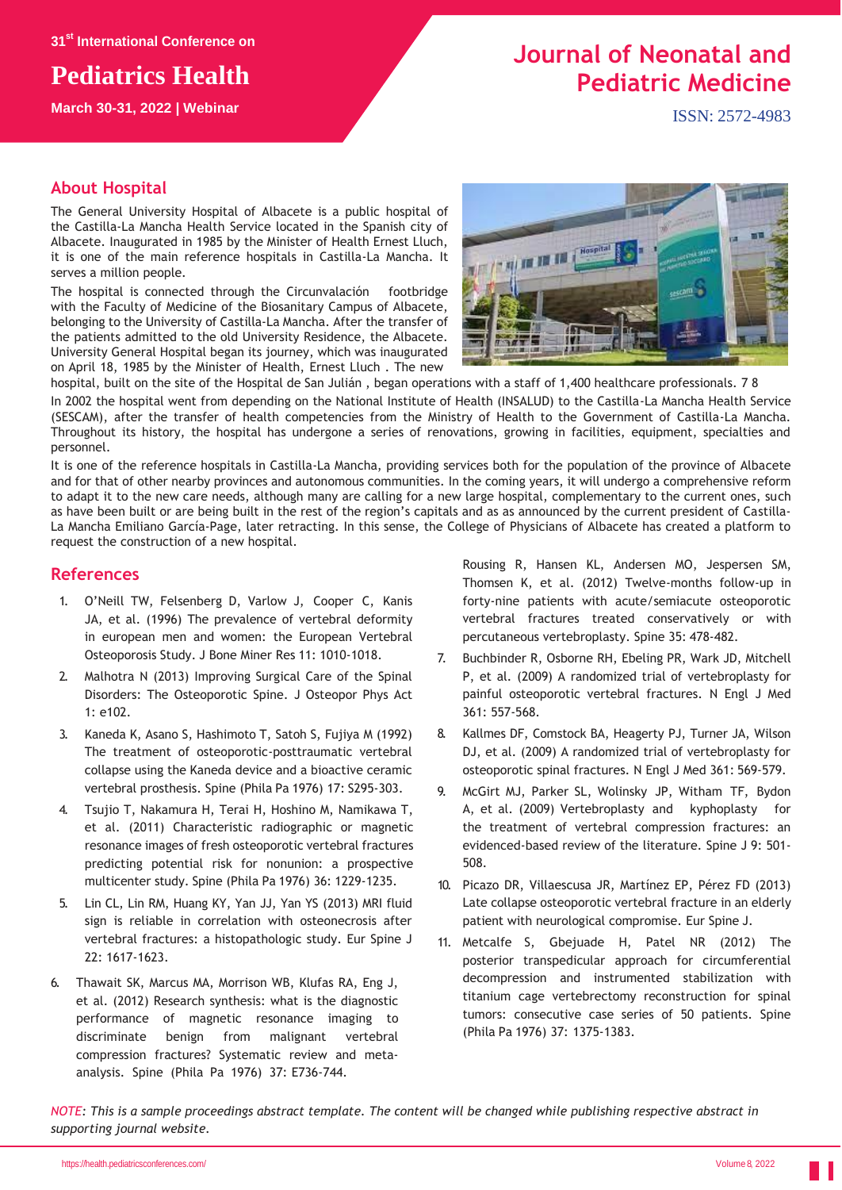## About Hospital

The General University Hospital of Albacete is a public hospital of the Castilla-La Mancha Health Service located in the Spanish city of Albacete. Inaugurated in 1985 by the Minister of Health Ernest Lluch, it is one of the main reference hospitals in Castilla-La Mancha. It serves a million people.

The hospital is connected through the Circunvalación footbridge with the Faculty of Medicine of the Biosanitary Campus of Albacete, belonging to the University of Castilla-La Mancha. After the transfer of the patients admitted to the old University Residence, the Albacete. University General Hospital began its journey, which was inaugurated on April 18, 1985 by the Minister of Health, Ernest Lluch . The new hospital, built on the site of the Hospital de San Julián , began operations with a staff of 1,400 healthcare professionals. 7 8

In 2002 the hospital went from depending on the National Institute of Health (INSALUD) to the Castilla-La Mancha Health Service (SESCAM), after the transfer of health competencies from the Ministry of Health to the Government of Castilla-La Mancha. Throughout its history, the hospital has undergone a series of renovations, growing in facilities, equipment, specialties and personnel.

It is one of the reference hospitals in Castilla-La Mancha, providing services both for the population of the province of Albacete and for that of other nearby provinces and autonomous communities. In the coming years, it will undergo a comprehensive reform to adapt it to the new care needs, although many are calling for a new large hospital, complementary to the current ones, such as have been built or are being built in the rest of the region's capitals and as as announced by the current president of Castilla-La Mancha Emiliano García-Page, later retracting. In this sense, the College of Physicians of Albacete has created a platform to request the construction of a new hospital.

## References

1. O'Neill TW, Felsenberg D, Varlow J, Cooper C, Kanis JA, et al. (1996) The prevalence of vertebral deformity in european men and women: the European Vertebral Osteoporosis Study. J Bone Miner Res 11: 1010-1018.
2. Malhotra N (2013) Improving Surgical Care of the Spinal Disorders: The Osteoporotic Spine. J Osteopor Phys Act 1: e102.
3. Kaneda K, Asano S, Hashimoto T, Satoh S, Fujiya M (1992) The treatment of osteoporotic-posttraumatic vertebral collapse using the Kaneda device and a bioactive ceramic vertebral prosthesis. Spine (Phila Pa 1976) 17: S295-303.
4. Tsujio T, Nakamura H, Terai H, Hoshino M, Namikawa T, et al. (2011) Characteristic radiographic or magnetic resonance images of fresh osteoporotic vertebral fractures predicting potential risk for nonunion: a prospective multicenter study. Spine (Phila Pa 1976) 36: 1229-1235.
5. Lin CL, Lin RM, Huang KY, Yan JJ, Yan YS (2013) MRI fluid sign is reliable in correlation with osteonecrosis after vertebral fractures: a histopathologic study. Eur Spine J 22: 1617-1623.
6. Thawait SK, Marcus MA, Morrison WB, Klufas RA, Eng J, et al. (2012) Research synthesis: what is the diagnostic performance of magnetic resonance imaging to discriminate benign from malignant vertebral compression fractures? Systematic review and meta-analysis. Spine (Phila Pa 1976) 37: E736-744.
   Rousing R, Hansen KL, Andersen MO, Jespersen SM, Thomsen K, et al. (2012) Twelve-months follow-up in forty-nine patients with acute/semiacute osteoporotic vertebral fractures treated conservatively or with percutaneous vertebroplasty. Spine 35: 478-482.
7. Buchbinder R, Osborne RH, Ebeling PR, Wark JD, Mitchell P, et al. (2009) A randomized trial of vertebroplasty for painful osteoporotic vertebral fractures. N Engl J Med 361: 557-568.
8. Kallmes DF, Comstock BA, Heagerty PJ, Turner JA, Wilson DJ, et al. (2009) A randomized trial of vertebroplasty for osteoporotic spinal fractures. N Engl J Med 361: 569-579.
9. McGirt MJ, Parker SL, Wolinsky JP, Witham TF, Bydon A, et al. (2009) Vertebroplasty and kyphoplasty for the treatment of vertebral compression fractures: an evidenced-based review of the literature. Spine J 9: 501-508.
10. Picazo DR, Villaescusa JR, Martínez EP, Pérez FD (2013) Late collapse osteoporotic vertebral fracture in an elderly patient with neurological compromise. Eur Spine J.
11. Metcalfe S, Gbejuade H, Patel NR (2012) The posterior transpedicular approach for circumferential decompression and instrumented stabilization with titanium cage vertebrectomy reconstruction for spinal tumors: consecutive case series of 50 patients. Spine (Phila Pa 1976) 37: 1375-1383.

*NOTE: This is a sample proceedings abstract template. The content will be changed while publishing respective abstract in supporting journal website.*